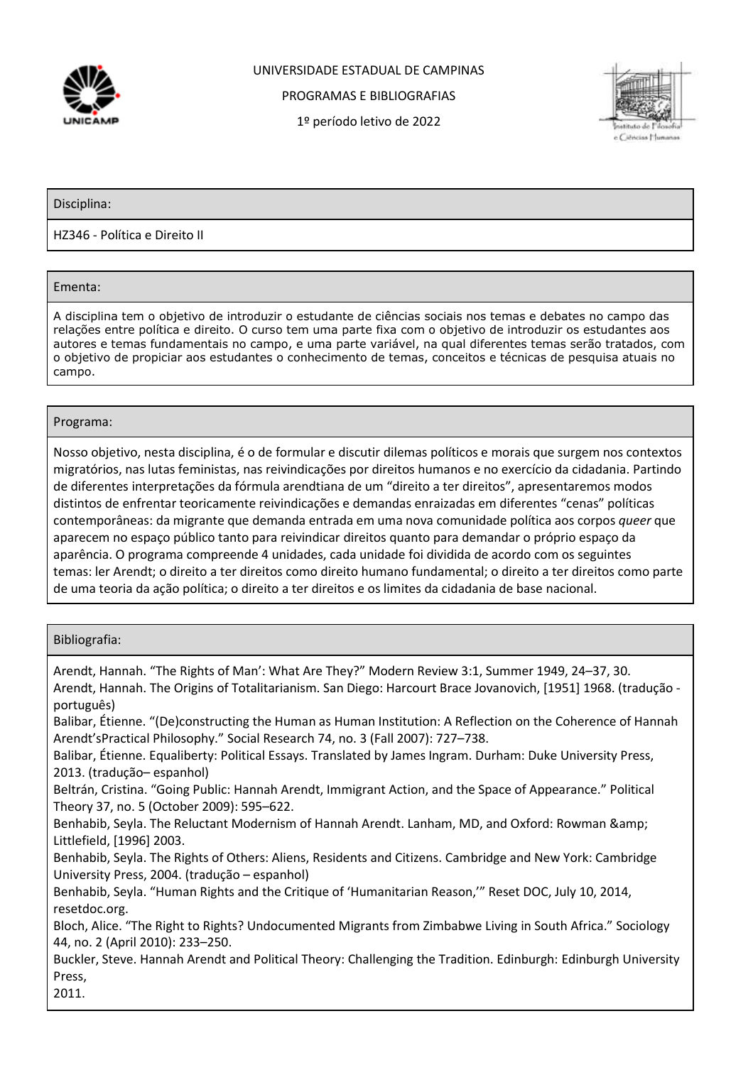UNIVERSIDADE ESTADUAL DE CAMPINAS

PROGRAMAS E BIBLIOGRAFIAS

1º período letivo de 2022

## Disciplina:

HZ346 - Política e Direito II

## Ementa:

A disciplina tem o objetivo de introduzir o estudante de ciências sociais nos temas e debates no campo das relações entre política e direito. O curso tem uma parte fixa com o objetivo de introduzir os estudantes aos autores e temas fundamentais no campo, e uma parte variável, na qual diferentes temas serão tratados, com o objetivo de propiciar aos estudantes o conhecimento de temas, conceitos e técnicas de pesquisa atuais no campo.

## Programa:

Nosso objetivo, nesta disciplina, é o de formular e discutir dilemas políticos e morais que surgem nos contextos migratórios, nas lutas feministas, nas reivindicações por direitos humanos e no exercício da cidadania. Partindo de diferentes interpretações da fórmula arendtiana de um "direito a ter direitos", apresentaremos modos distintos de enfrentar teoricamente reivindicações e demandas enraizadas em diferentes "cenas" políticas contemporâneas: da migrante que demanda entrada em uma nova comunidade política aos corpos *queer* que aparecem no espaço público tanto para reivindicar direitos quanto para demandar o próprio espaço da aparência. O programa compreende 4 unidades, cada unidade foi dividida de acordo com os seguintes temas: ler Arendt; o direito a ter direitos como direito humano fundamental; o direito a ter direitos como parte de uma teoria da ação política; o direito a ter direitos e os limites da cidadania de base nacional.

## Bibliografia:

Arendt, Hannah. "The Rights of Man': What Are They?" Modern Review 3:1, Summer 1949, 24–37, 30.
Arendt, Hannah. The Origins of Totalitarianism. San Diego: Harcourt Brace Jovanovich, [1951] 1968. (tradução - português)
Balibar, Étienne. "(De)constructing the Human as Human Institution: A Reflection on the Coherence of Hannah Arendt'sPractical Philosophy." Social Research 74, no. 3 (Fall 2007): 727–738.
Balibar, Étienne. Equaliberty: Political Essays. Translated by James Ingram. Durham: Duke University Press, 2013. (tradução– espanhol)
Beltrán, Cristina. "Going Public: Hannah Arendt, Immigrant Action, and the Space of Appearance." Political Theory 37, no. 5 (October 2009): 595–622.
Benhabib, Seyla. The Reluctant Modernism of Hannah Arendt. Lanham, MD, and Oxford: Rowman &amp; Littlefield, [1996] 2003.
Benhabib, Seyla. The Rights of Others: Aliens, Residents and Citizens. Cambridge and New York: Cambridge University Press, 2004. (tradução – espanhol)
Benhabib, Seyla. "Human Rights and the Critique of 'Humanitarian Reason,'" Reset DOC, July 10, 2014, resetdoc.org.
Bloch, Alice. "The Right to Rights? Undocumented Migrants from Zimbabwe Living in South Africa." Sociology 44, no. 2 (April 2010): 233–250.
Buckler, Steve. Hannah Arendt and Political Theory: Challenging the Tradition. Edinburgh: Edinburgh University Press,
2011.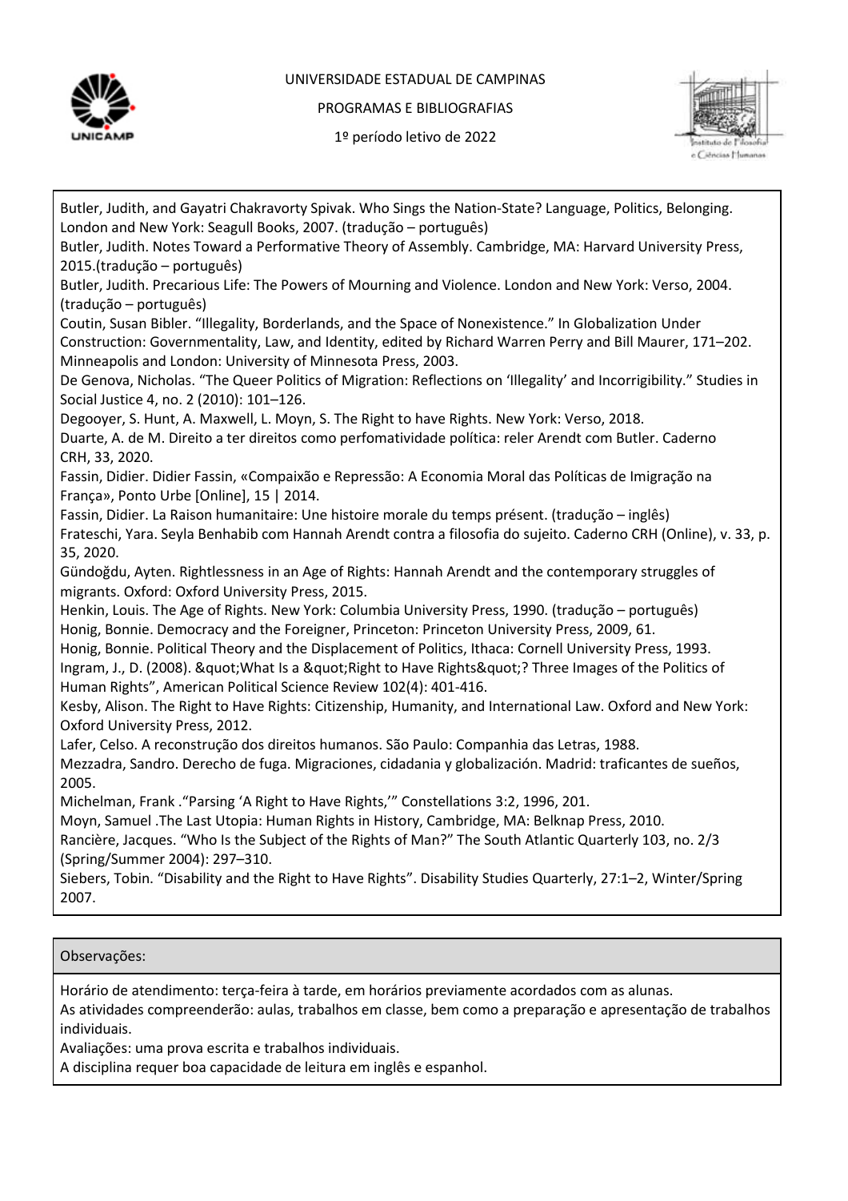Butler, Judith, and Gayatri Chakravorty Spivak. Who Sings the Nation-State? Language, Politics, Belonging. London and New York: Seagull Books, 2007. (tradução – português)

Butler, Judith. Notes Toward a Performative Theory of Assembly. Cambridge, MA: Harvard University Press, 2015.(tradução – português)

Butler, Judith. Precarious Life: The Powers of Mourning and Violence. London and New York: Verso, 2004. (tradução – português)

Coutin, Susan Bibler. "Illegality, Borderlands, and the Space of Nonexistence." In Globalization Under Construction: Governmentality, Law, and Identity, edited by Richard Warren Perry and Bill Maurer, 171–202. Minneapolis and London: University of Minnesota Press, 2003.

De Genova, Nicholas. "The Queer Politics of Migration: Reflections on 'Illegality' and Incorrigibility." Studies in Social Justice 4, no. 2 (2010): 101–126.

Degooyer, S. Hunt, A. Maxwell, L. Moyn, S. The Right to have Rights. New York: Verso, 2018.

Duarte, A. de M. Direito a ter direitos como perfomatividade política: reler Arendt com Butler. Caderno CRH, 33, 2020.

Fassin, Didier. Didier Fassin, «Compaixão e Repressão: A Economia Moral das Políticas de Imigração na França», Ponto Urbe [Online], 15 | 2014.

Fassin, Didier. La Raison humanitaire: Une histoire morale du temps présent. (tradução – inglês)

Frateschi, Yara. Seyla Benhabib com Hannah Arendt contra a filosofia do sujeito. Caderno CRH (Online), v. 33, p. 35, 2020.

Gündoğdu, Ayten. Rightlessness in an Age of Rights: Hannah Arendt and the contemporary struggles of migrants. Oxford: Oxford University Press, 2015.

Henkin, Louis. The Age of Rights. New York: Columbia University Press, 1990. (tradução – português)

Honig, Bonnie. Democracy and the Foreigner, Princeton: Princeton University Press, 2009, 61.

Honig, Bonnie. Political Theory and the Displacement of Politics, Ithaca: Cornell University Press, 1993.

Ingram, J., D. (2008). &quot;What Is a &quot;Right to Have Rights&quot;? Three Images of the Politics of Human Rights", American Political Science Review 102(4): 401-416.

Kesby, Alison. The Right to Have Rights: Citizenship, Humanity, and International Law. Oxford and New York: Oxford University Press, 2012.

Lafer, Celso. A reconstrução dos direitos humanos. São Paulo: Companhia das Letras, 1988.

Mezzadra, Sandro. Derecho de fuga. Migraciones, cidadania y globalización. Madrid: traficantes de sueños, 2005.

Michelman, Frank ."Parsing 'A Right to Have Rights,'" Constellations 3:2, 1996, 201.

Moyn, Samuel .The Last Utopia: Human Rights in History, Cambridge, MA: Belknap Press, 2010.

Rancière, Jacques. "Who Is the Subject of the Rights of Man?" The South Atlantic Quarterly 103, no. 2/3 (Spring/Summer 2004): 297–310.

Siebers, Tobin. "Disability and the Right to Have Rights". Disability Studies Quarterly, 27:1–2, Winter/Spring 2007.

**Observações:**

Horário de atendimento: terça-feira à tarde, em horários previamente acordados com as alunas.

As atividades compreenderão: aulas, trabalhos em classe, bem como a preparação e apresentação de trabalhos individuais.

Avaliações: uma prova escrita e trabalhos individuais.

A disciplina requer boa capacidade de leitura em inglês e espanhol.